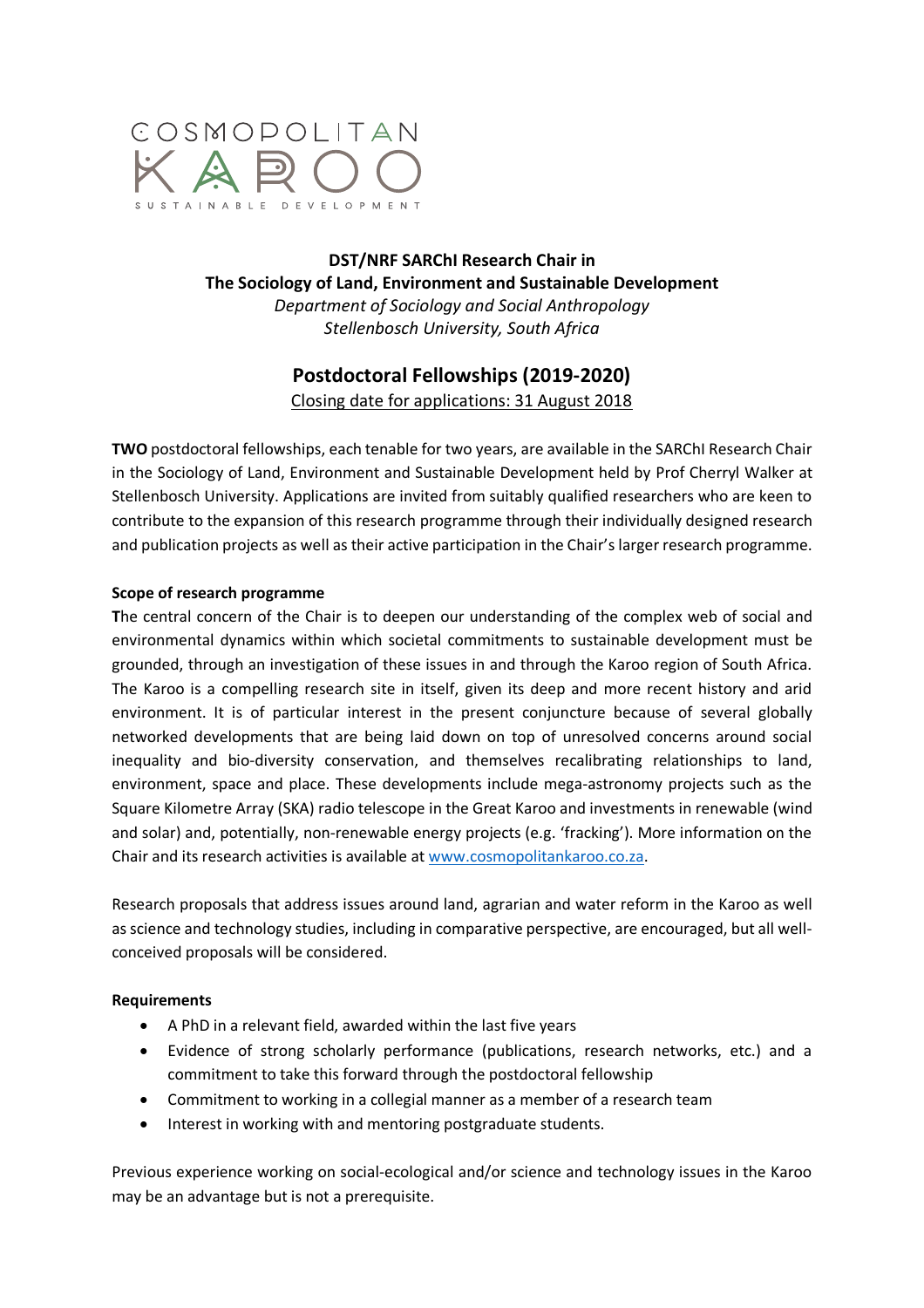COSMOPOLITAN KAROO

SUSTAINABLE DEVELOPMENT

**DST/NRF SARChI Research Chair in**
**The Sociology of Land, Environment and Sustainable Development**
*Department of Sociology and Social Anthropology*
*Stellenbosch University, South Africa*

## Postdoctoral Fellowships (2019-2020)

Closing date for applications: 31 August 2018

**TWO** postdoctoral fellowships, each tenable for two years, are available in the SARChI Research Chair in the Sociology of Land, Environment and Sustainable Development held by Prof Cherryl Walker at Stellenbosch University. Applications are invited from suitably qualified researchers who are keen to contribute to the expansion of this research programme through their individually designed research and publication projects as well as their active participation in the Chair's larger research programme.

**Scope of research programme**

**T**he central concern of the Chair is to deepen our understanding of the complex web of social and environmental dynamics within which societal commitments to sustainable development must be grounded, through an investigation of these issues in and through the Karoo region of South Africa. The Karoo is a compelling research site in itself, given its deep and more recent history and arid environment. It is of particular interest in the present conjuncture because of several globally networked developments that are being laid down on top of unresolved concerns around social inequality and bio-diversity conservation, and themselves recalibrating relationships to land, environment, space and place. These developments include mega-astronomy projects such as the Square Kilometre Array (SKA) radio telescope in the Great Karoo and investments in renewable (wind and solar) and, potentially, non-renewable energy projects (e.g. 'fracking'). More information on the Chair and its research activities is available at www.cosmopolitankaroo.co.za.

Research proposals that address issues around land, agrarian and water reform in the Karoo as well as science and technology studies, including in comparative perspective, are encouraged, but all well-conceived proposals will be considered.

**Requirements**

- A PhD in a relevant field, awarded within the last five years
- Evidence of strong scholarly performance (publications, research networks, etc.) and a commitment to take this forward through the postdoctoral fellowship
- Commitment to working in a collegial manner as a member of a research team
- Interest in working with and mentoring postgraduate students.

Previous experience working on social-ecological and/or science and technology issues in the Karoo may be an advantage but is not a prerequisite.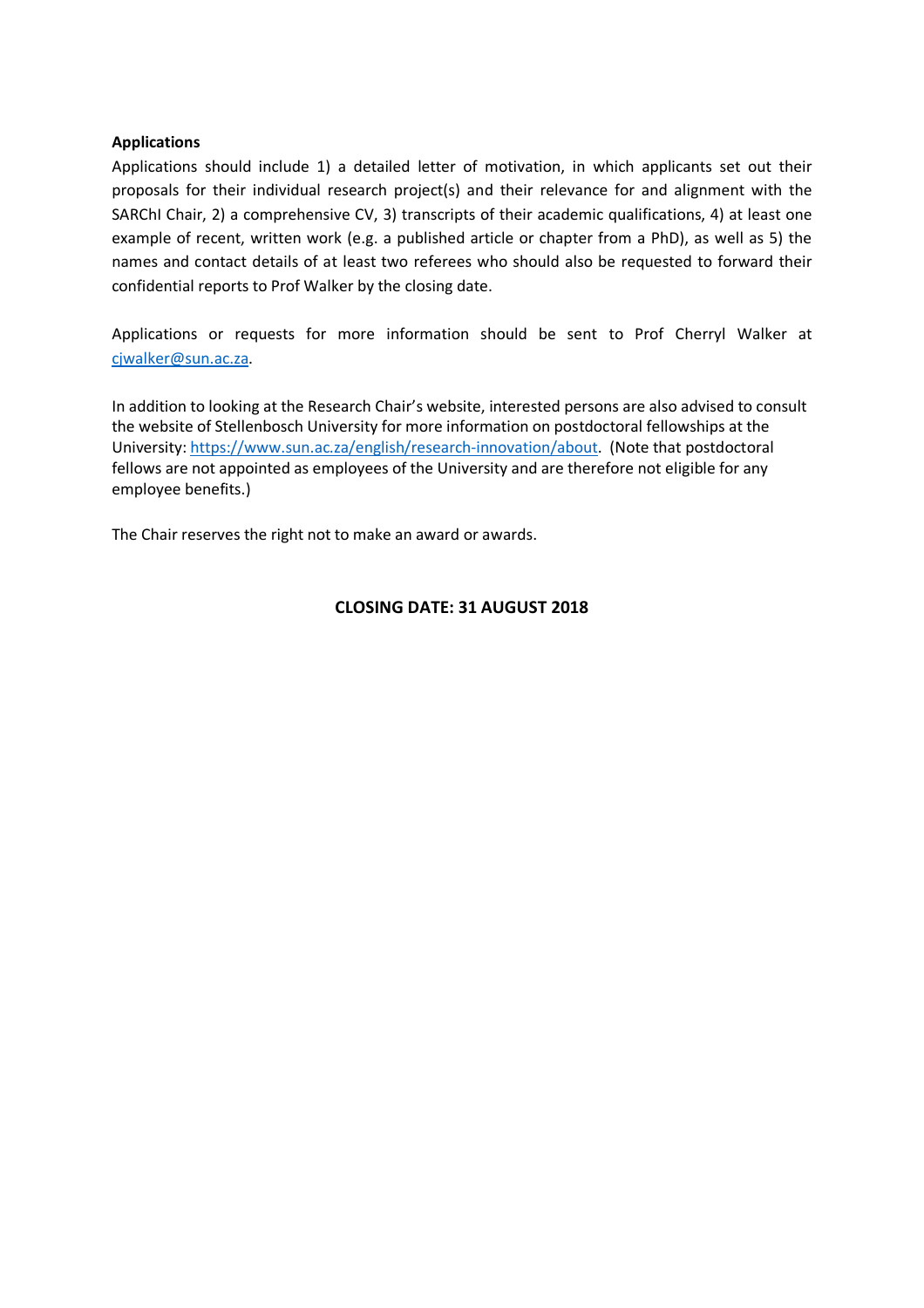**Applications**

Applications should include 1) a detailed letter of motivation, in which applicants set out their proposals for their individual research project(s) and their relevance for and alignment with the SARChI Chair, 2) a comprehensive CV, 3) transcripts of their academic qualifications, 4) at least one example of recent, written work (e.g. a published article or chapter from a PhD), as well as 5) the names and contact details of at least two referees who should also be requested to forward their confidential reports to Prof Walker by the closing date.

Applications or requests for more information should be sent to Prof Cherryl Walker at cjwalker@sun.ac.za.

In addition to looking at the Research Chair's website, interested persons are also advised to consult the website of Stellenbosch University for more information on postdoctoral fellowships at the University: https://www.sun.ac.za/english/research-innovation/about. (Note that postdoctoral fellows are not appointed as employees of the University and are therefore not eligible for any employee benefits.)

The Chair reserves the right not to make an award or awards.

**CLOSING DATE: 31 AUGUST 2018**